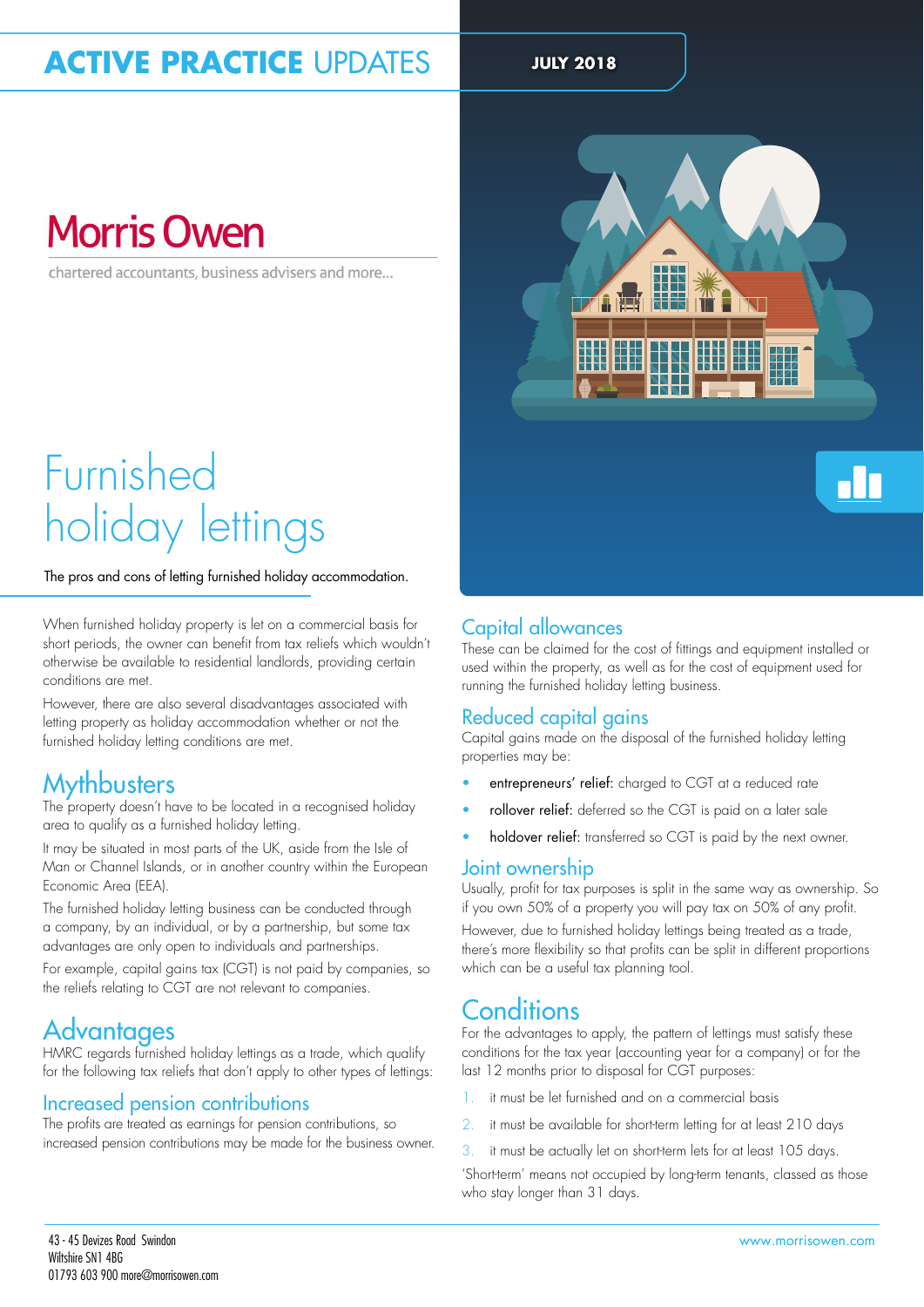# ACTIVE PRACTICE UPDATES

JULY 2018

Morris Owen

chartered accountants, business advisers and more...

# Furnished holiday lettings

The pros and cons of letting furnished holiday accommodation.

When furnished holiday property is let on a commercial basis for short periods, the owner can benefit from tax reliefs which wouldn't otherwise be available to residential landlords, providing certain conditions are met.

However, there are also several disadvantages associated with letting property as holiday accommodation whether or not the furnished holiday letting conditions are met.

## Mythbusters

The property doesn't have to be located in a recognised holiday area to qualify as a furnished holiday letting.

It may be situated in most parts of the UK, aside from the Isle of Man or Channel Islands, or in another country within the European Economic Area (EEA).

The furnished holiday letting business can be conducted through a company, by an individual, or by a partnership, but some tax advantages are only open to individuals and partnerships.

For example, capital gains tax (CGT) is not paid by companies, so the reliefs relating to CGT are not relevant to companies.

## Advantages

HMRC regards furnished holiday lettings as a trade, which qualify for the following tax reliefs that don't apply to other types of lettings:

### Increased pension contributions

The profits are treated as earnings for pension contributions, so increased pension contributions may be made for the business owner.

### Capital allowances

These can be claimed for the cost of fittings and equipment installed or used within the property, as well as for the cost of equipment used for running the furnished holiday letting business.

### Reduced capital gains

Capital gains made on the disposal of the furnished holiday letting properties may be:

- **entrepreneurs' relief:** charged to CGT at a reduced rate
- **rollover relief:** deferred so the CGT is paid on a later sale
- **holdover relief:** transferred so CGT is paid by the next owner.

### Joint ownership

Usually, profit for tax purposes is split in the same way as ownership. So if you own 50% of a property you will pay tax on 50% of any profit.

However, due to furnished holiday lettings being treated as a trade, there's more flexibility so that profits can be split in different proportions which can be a useful tax planning tool.

## Conditions

For the advantages to apply, the pattern of lettings must satisfy these conditions for the tax year (accounting year for a company) or for the last 12 months prior to disposal for CGT purposes:

1. it must be let furnished and on a commercial basis
2. it must be available for short-term letting for at least 210 days
3. it must be actually let on short-term lets for at least 105 days.

'Short-term' means not occupied by long-term tenants, classed as those who stay longer than 31 days.

43 - 45 Devizes Road Swindon
Wiltshire SN1 4BG
01793 603 900 more@morrisowen.com

www.morrisowen.com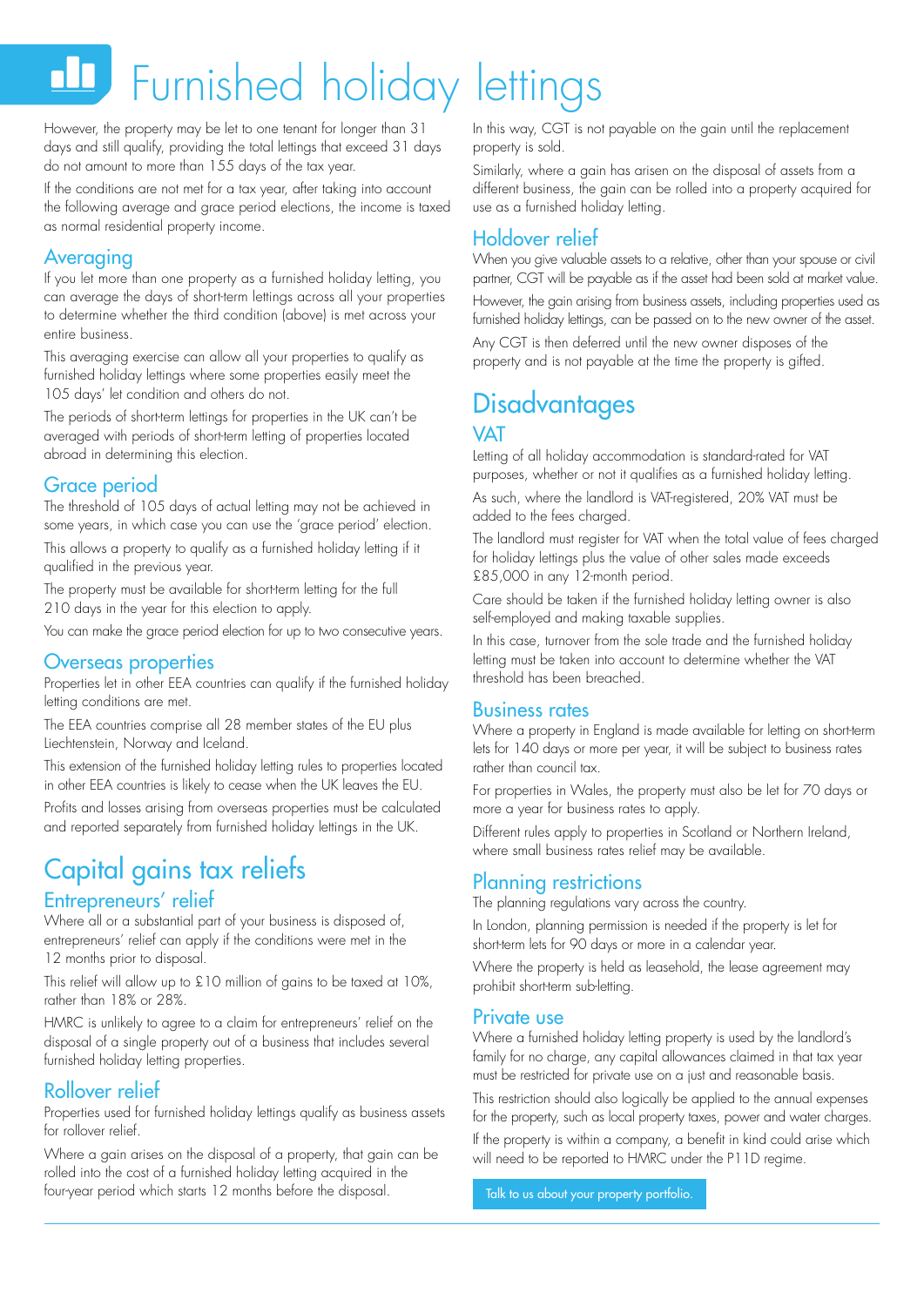# Furnished holiday lettings

However, the property may be let to one tenant for longer than 31 days and still qualify, providing the total lettings that exceed 31 days do not amount to more than 155 days of the tax year.

If the conditions are not met for a tax year, after taking into account the following average and grace period elections, the income is taxed as normal residential property income.

### Averaging

If you let more than one property as a furnished holiday letting, you can average the days of short-term lettings across all your properties to determine whether the third condition (above) is met across your entire business.

This averaging exercise can allow all your properties to qualify as furnished holiday lettings where some properties easily meet the 105 days' let condition and others do not.

The periods of short-term lettings for properties in the UK can't be averaged with periods of short-term letting of properties located abroad in determining this election.

### Grace period

The threshold of 105 days of actual letting may not be achieved in some years, in which case you can use the 'grace period' election.

This allows a property to qualify as a furnished holiday letting if it qualified in the previous year.

The property must be available for short-term letting for the full 210 days in the year for this election to apply.

You can make the grace period election for up to two consecutive years.

### Overseas properties

Properties let in other EEA countries can qualify if the furnished holiday letting conditions are met.

The EEA countries comprise all 28 member states of the EU plus Liechtenstein, Norway and Iceland.

This extension of the furnished holiday letting rules to properties located in other EEA countries is likely to cease when the UK leaves the EU.

Profits and losses arising from overseas properties must be calculated and reported separately from furnished holiday lettings in the UK.

## Capital gains tax reliefs

### Entrepreneurs' relief

Where all or a substantial part of your business is disposed of, entrepreneurs' relief can apply if the conditions were met in the 12 months prior to disposal.

This relief will allow up to £10 million of gains to be taxed at 10%, rather than 18% or 28%.

HMRC is unlikely to agree to a claim for entrepreneurs' relief on the disposal of a single property out of a business that includes several furnished holiday letting properties.

### Rollover relief

Properties used for furnished holiday lettings qualify as business assets for rollover relief.

Where a gain arises on the disposal of a property, that gain can be rolled into the cost of a furnished holiday letting acquired in the four-year period which starts 12 months before the disposal.

In this way, CGT is not payable on the gain until the replacement property is sold.

Similarly, where a gain has arisen on the disposal of assets from a different business, the gain can be rolled into a property acquired for use as a furnished holiday letting.

### Holdover relief

When you give valuable assets to a relative, other than your spouse or civil partner, CGT will be payable as if the asset had been sold at market value.

However, the gain arising from business assets, including properties used as furnished holiday lettings, can be passed on to the new owner of the asset.

Any CGT is then deferred until the new owner disposes of the property and is not payable at the time the property is gifted.

## Disadvantages

### VAT

Letting of all holiday accommodation is standard-rated for VAT purposes, whether or not it qualifies as a furnished holiday letting.

As such, where the landlord is VAT-registered, 20% VAT must be added to the fees charged.

The landlord must register for VAT when the total value of fees charged for holiday lettings plus the value of other sales made exceeds £85,000 in any 12-month period.

Care should be taken if the furnished holiday letting owner is also self-employed and making taxable supplies.

In this case, turnover from the sole trade and the furnished holiday letting must be taken into account to determine whether the VAT threshold has been breached.

### Business rates

Where a property in England is made available for letting on short-term lets for 140 days or more per year, it will be subject to business rates rather than council tax.

For properties in Wales, the property must also be let for 70 days or more a year for business rates to apply.

Different rules apply to properties in Scotland or Northern Ireland, where small business rates relief may be available.

### Planning restrictions

The planning regulations vary across the country.

In London, planning permission is needed if the property is let for short-term lets for 90 days or more in a calendar year.

Where the property is held as leasehold, the lease agreement may prohibit short-term sub-letting.

### Private use

Where a furnished holiday letting property is used by the landlord's family for no charge, any capital allowances claimed in that tax year must be restricted for private use on a just and reasonable basis.

This restriction should also logically be applied to the annual expenses for the property, such as local property taxes, power and water charges.

If the property is within a company, a benefit in kind could arise which will need to be reported to HMRC under the P11D regime.

Talk to us about your property portfolio.